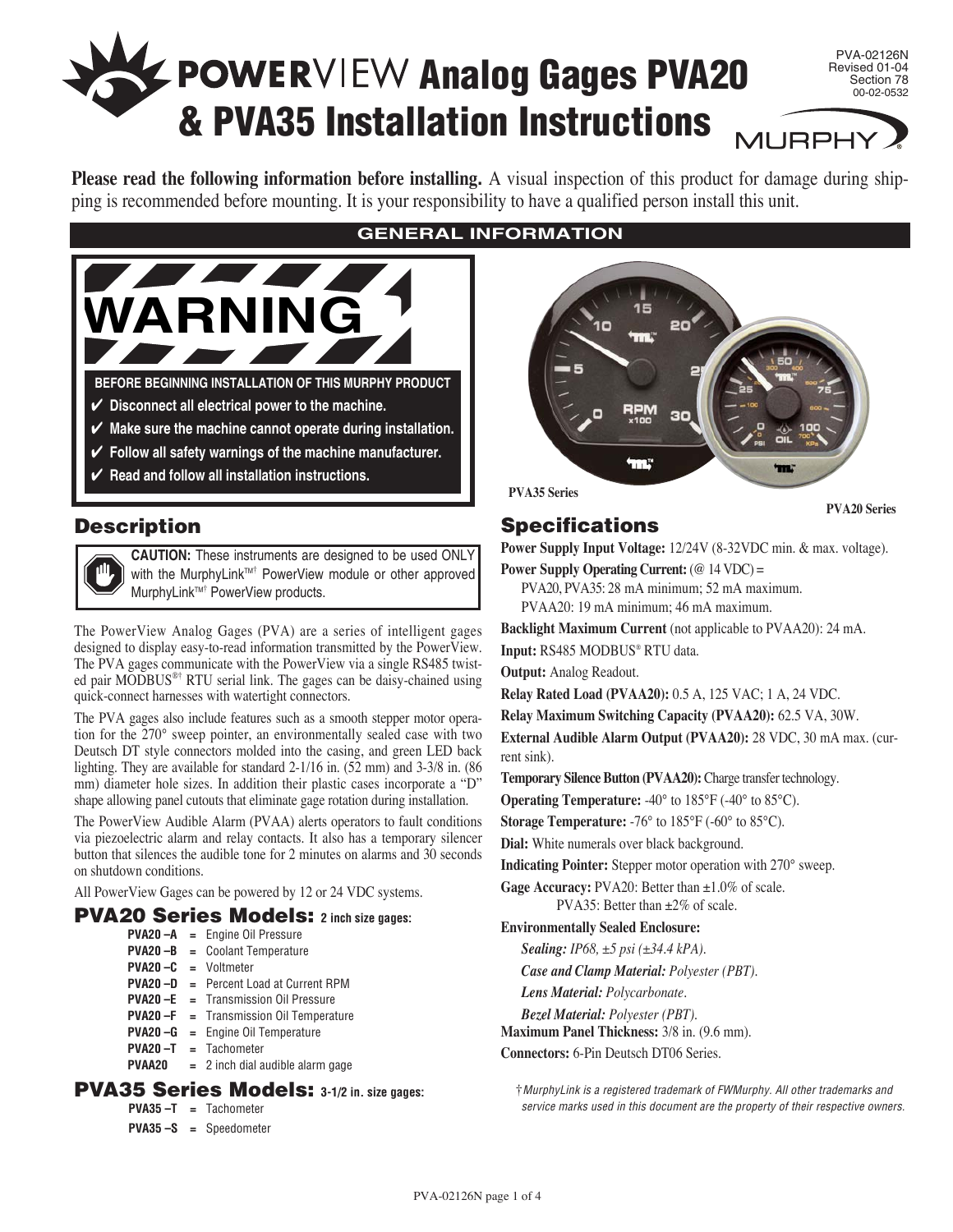# POWERVIEW Analog Gages PVA20 & PVA35 Installation Instructions

PVA-02126N
Revised 01-04
Section 78
00-02-0532

MURPHY

**Please read the following information before installing.** A visual inspection of this product for damage during shipping is recommended before mounting. It is your responsibility to have a qualified person install this unit.

## GENERAL INFORMATION

**WARNING**

**BEFORE BEGINNING INSTALLATION OF THIS MURPHY PRODUCT**

- ✔ **Disconnect all electrical power to the machine.**
- ✔ **Make sure the machine cannot operate during installation.**
- ✔ **Follow all safety warnings of the machine manufacturer.**
- ✔ **Read and follow all installation instructions.**

PVA35 Series

PVA20 Series

## Description

**CAUTION:** These instruments are designed to be used ONLY with the MurphyLink™† PowerView module or other approved MurphyLink™† PowerView products.

The PowerView Analog Gages (PVA) are a series of intelligent gages designed to display easy-to-read information transmitted by the PowerView. The PVA gages communicate with the PowerView via a single RS485 twisted pair MODBUS®† RTU serial link. The gages can be daisy-chained using quick-connect harnesses with watertight connectors.

The PVA gages also include features such as a smooth stepper motor operation for the 270° sweep pointer, an environmentally sealed case with two Deutsch DT style connectors molded into the casing, and green LED back lighting. They are available for standard 2-1/16 in. (52 mm) and 3-3/8 in. (86 mm) diameter hole sizes. In addition their plastic cases incorporate a "D" shape allowing panel cutouts that eliminate gage rotation during installation.

The PowerView Audible Alarm (PVAA) alerts operators to fault conditions via piezoelectric alarm and relay contacts. It also has a temporary silencer button that silences the audible tone for 2 minutes on alarms and 30 seconds on shutdown conditions.

All PowerView Gages can be powered by 12 or 24 VDC systems.

### PVA20 Series Models: 2 inch size gages:

- **PVA20 –A** = Engine Oil Pressure
- **PVA20 –B** = Coolant Temperature
- **PVA20 –C** = Voltmeter
- **PVA20 –D** = Percent Load at Current RPM
- **PVA20 –E** = Transmission Oil Pressure
- **PVA20 –F** = Transmission Oil Temperature
- **PVA20 –G** = Engine Oil Temperature
- **PVA20 –T** = Tachometer
- **PVAA20** = 2 inch dial audible alarm gage

### PVA35 Series Models: 3-1/2 in. size gages:

- **PVA35 –T** = Tachometer
- **PVA35 –S** = Speedometer

## Specifications

**Power Supply Input Voltage:** 12/24V (8-32VDC min. & max. voltage).

**Power Supply Operating Current:** (@ 14 VDC) =
PVA20, PVA35: 28 mA minimum; 52 mA maximum.
PVAA20: 19 mA minimum; 46 mA maximum.

**Backlight Maximum Current** (not applicable to PVAA20): 24 mA.

**Input:** RS485 MODBUS® RTU data.

**Output:** Analog Readout.

**Relay Rated Load (PVAA20):** 0.5 A, 125 VAC; 1 A, 24 VDC.

**Relay Maximum Switching Capacity (PVAA20):** 62.5 VA, 30W.

**External Audible Alarm Output (PVAA20):** 28 VDC, 30 mA max. (current sink).

**Temporary Silence Button (PVAA20):** Charge transfer technology.

**Operating Temperature:** -40° to 185°F (-40° to 85°C).

**Storage Temperature:** -76° to 185°F (-60° to 85°C).

**Dial:** White numerals over black background.

**Indicating Pointer:** Stepper motor operation with 270° sweep.

**Gage Accuracy:** PVA20: Better than ±1.0% of scale.
PVA35: Better than ±2% of scale.

**Environmentally Sealed Enclosure:**

*Sealing: IP68, ±5 psi (±34.4 kPA).*

*Case and Clamp Material: Polyester (PBT).*

*Lens Material: Polycarbonate.*

*Bezel Material: Polyester (PBT).*

**Maximum Panel Thickness:** 3/8 in. (9.6 mm).

**Connectors:** 6-Pin Deutsch DT06 Series.

*†MurphyLink is a registered trademark of FWMurphy. All other trademarks and service marks used in this document are the property of their respective owners.*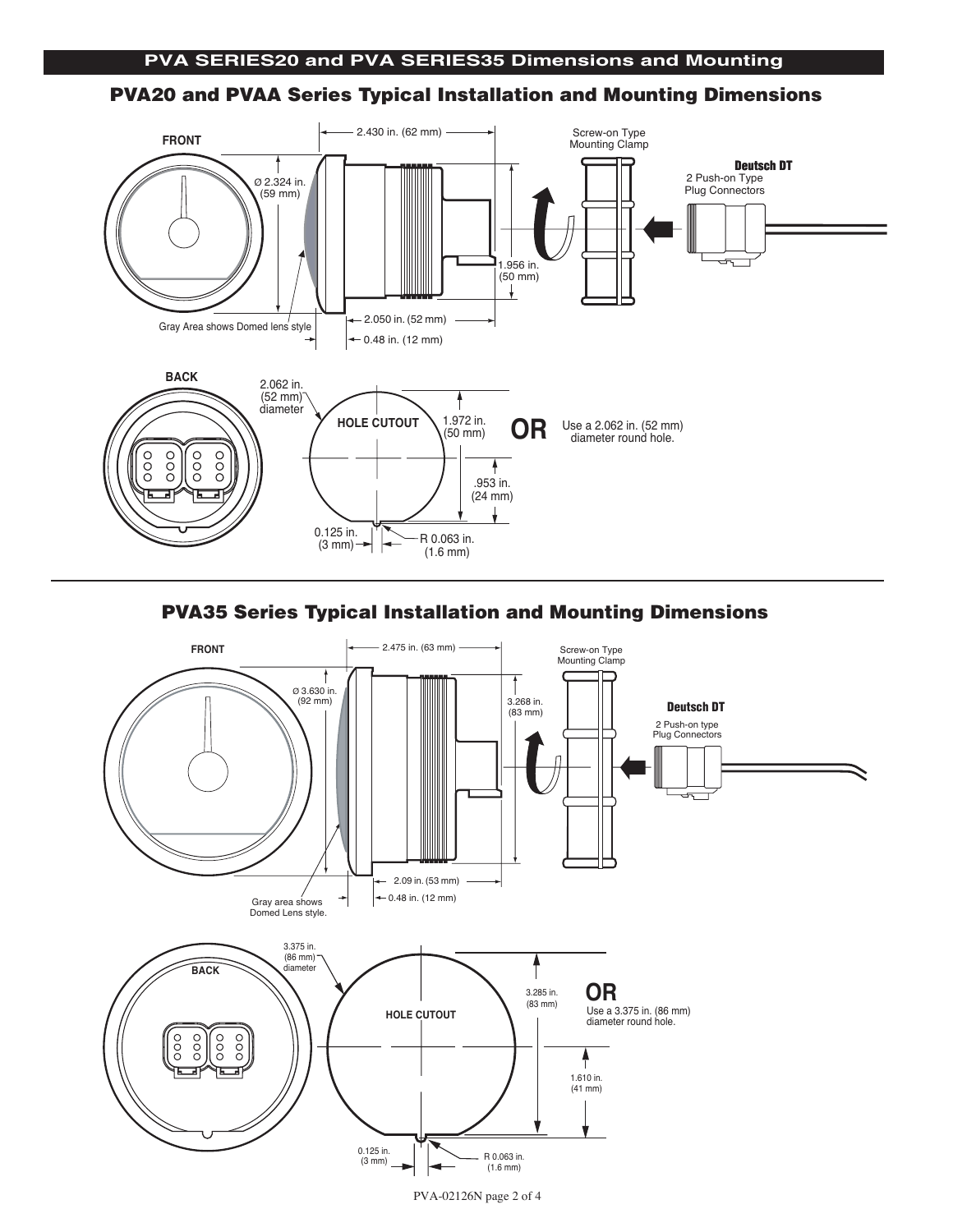## PVA SERIES20 and PVA SERIES35 Dimensions and Mounting

### PVA20 and PVAA Series Typical Installation and Mounting Dimensions

FRONT

2.430 in. (62 mm)

Ø 2.324 in. (59 mm)

1.956 in. (50 mm)

2.050 in. (52 mm)

0.48 in. (12 mm)

Gray Area shows Domed lens style

Screw-on Type Mounting Clamp

**Deutsch DT**
2 Push-on Type Plug Connectors

BACK

2.062 in. (52 mm) diameter

HOLE CUTOUT

1.972 in. (50 mm)

.953 in. (24 mm)

0.125 in. (3 mm)

R 0.063 in. (1.6 mm)

**OR** Use a 2.062 in. (52 mm) diameter round hole.

### PVA35 Series Typical Installation and Mounting Dimensions

FRONT

2.475 in. (63 mm)

Ø 3.630 in. (92 mm)

3.268 in. (83 mm)

2.09 in. (53 mm)

0.48 in. (12 mm)

Gray area shows Domed Lens style.

Screw-on Type Mounting Clamp

**Deutsch DT**
2 Push-on type Plug Connectors

BACK

3.375 in. (86 mm) diameter

HOLE CUTOUT

3.285 in. (83 mm)

1.610 in. (41 mm)

0.125 in. (3 mm)

R 0.063 in. (1.6 mm)

**OR** Use a 3.375 in. (86 mm) diameter round hole.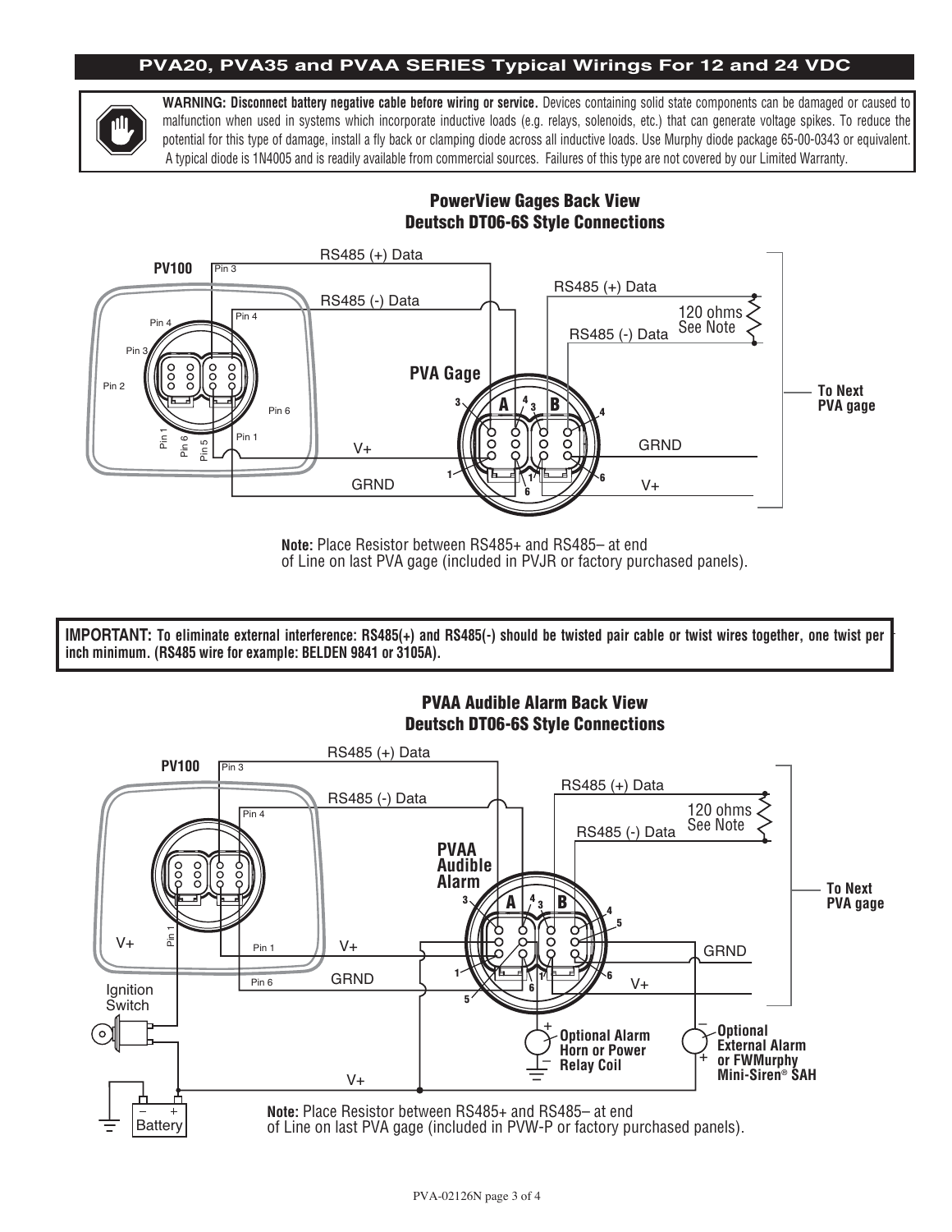## PVA20, PVA35 and PVAA SERIES Typical Wirings For 12 and 24 VDC

**WARNING: Disconnect battery negative cable before wiring or service.** Devices containing solid state components can be damaged or caused to malfunction when used in systems which incorporate inductive loads (e.g. relays, solenoids, etc.) that can generate voltage spikes. To reduce the potential for this type of damage, install a fly back or clamping diode across all inductive loads. Use Murphy diode package 65-00-0343 or equivalent. A typical diode is 1N4005 and is readily available from commercial sources. Failures of this type are not covered by our Limited Warranty.

### PowerView Gages Back View
### Deutsch DT06-6S Style Connections

PV100 — Pin 3: RS485 (+) Data; Pin 4: RS485 (-) Data; Pin 1: V+; Pin 6: GRND

PVA Gage — A / B connectors: RS485 (+) Data, RS485 (-) Data, 120 ohms See Note, GRND, V+ — To Next PVA gage

**Note:** Place Resistor between RS485+ and RS485– at end of Line on last PVA gage (included in PVJR or factory purchased panels).

**IMPORTANT: To eliminate external interference: RS485(+) and RS485(-) should be twisted pair cable or twist wires together, one twist per inch minimum. (RS485 wire for example: BELDEN 9841 or 3105A).**

### PVAA Audible Alarm Back View
### Deutsch DT06-6S Style Connections

PV100 — Pin 3: RS485 (+) Data; Pin 4: RS485 (-) Data; Pin 1: V+; Pin 6: GRND

PVAA Audible Alarm — A / B connectors: RS485 (+) Data, RS485 (-) Data, 120 ohms See Note, GRND, V+ — To Next PVA gage

Ignition Switch, Battery, V+

Optional Alarm Horn or Power Relay Coil

Optional External Alarm or FWMurphy Mini-Siren® SAH

**Note:** Place Resistor between RS485+ and RS485– at end of Line on last PVA gage (included in PVW-P or factory purchased panels).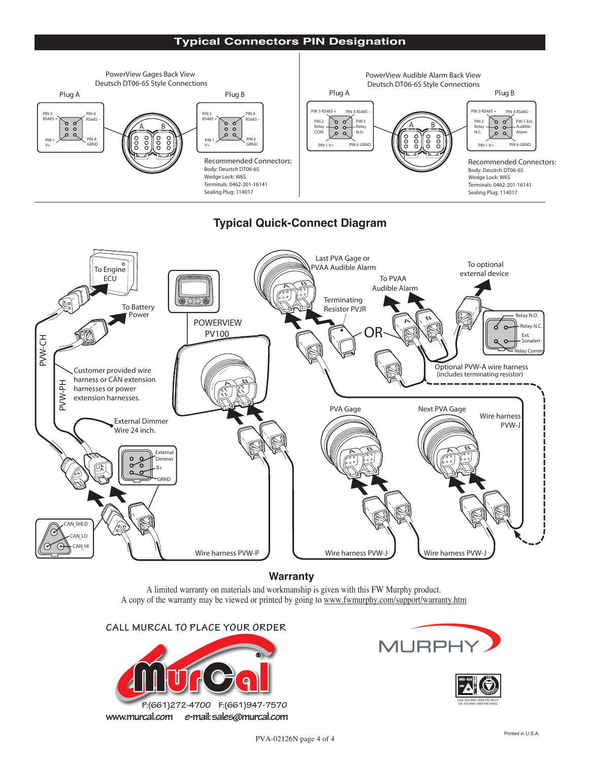## Typical Connectors PIN Designation

PowerView Gages Back View
Deutsch DT06-6S Style Connections

Plug A

PIN 3 RS485 +
PIN 4 RS485 –
PIN 1 V+
PIN 6 GRND

A B

Plug B

PIN 3 RS485 +
PIN 4 RS485 –
PIN 1 V+
PIN 6 GRND

Recommended Connectors:
Body: Deustch DT06-6S
Wedge Lock: W6S
Terminals: 0462-201-16141
Sealing Plug: 114017

PowerView Audible Alarm Back View
Deutsch DT06-6S Style Connections

Plug A

PIN 3 RS485 +
PIN 4 RS485 –
PIN 2 Relay COM
PIN 5 Relay N.O.
PIN 1 V+
PIN 6 GRND

A B

Plug B

PIN 3 RS485 +
PIN 4 RS485 –
PIN 2 Relay N.C.
PIN 5 Ext. Audible Alarm
PIN 1 V+
PIN 6 GRND

Recommended Connectors:
Body: Deustch DT06-6S
Wedge Lock: W6S
Terminals: 0462-201-16141
Sealing Plug: 114017

## Typical Quick-Connect Diagram

To Engine ECU

To Battery Power

POWERVIEW PV100

PVW-CH

PVW-PH

Customer provided wire harness or CAN extension harnesses or power extension harnesses.

External Dimmer Wire 24 inch.

External Dimmer
B+
GRND

CAN_SHLD
CAN_LO
CAN_HI

Wire harness PVW-P

Last PVA Gage or PVAA Audible Alarm

Terminating Resistor PVJR

To PVAA Audible Alarm

OR

To optional external device

Relay N.O.
Relay N.C.
Ext. Sonalert
Relay Comm

Optional PVW-A wire harness (includes terminating resistor)

PVA Gage

Next PVA Gage

Wire harness PVW-J

Wire harness PVW-J

Wire harness PVW-J

## Warranty

A limited warranty on materials and workmanship is given with this FW Murphy product.
A copy of the warranty may be viewed or printed by going to www.fwmurphy.com/support/warranty.htm

CALL MURCAL TO PLACE YOUR ORDER

MurCal®

P:(661)272-4700 F:(661)947-7570
www.murcal.com e-mail: sales@murcal.com

MURPHY

USA–ISO 9001:2000 FM 28221
UK–ISO 9001:2000 FM 29422

Printed in U.S.A.

PVA-02126N